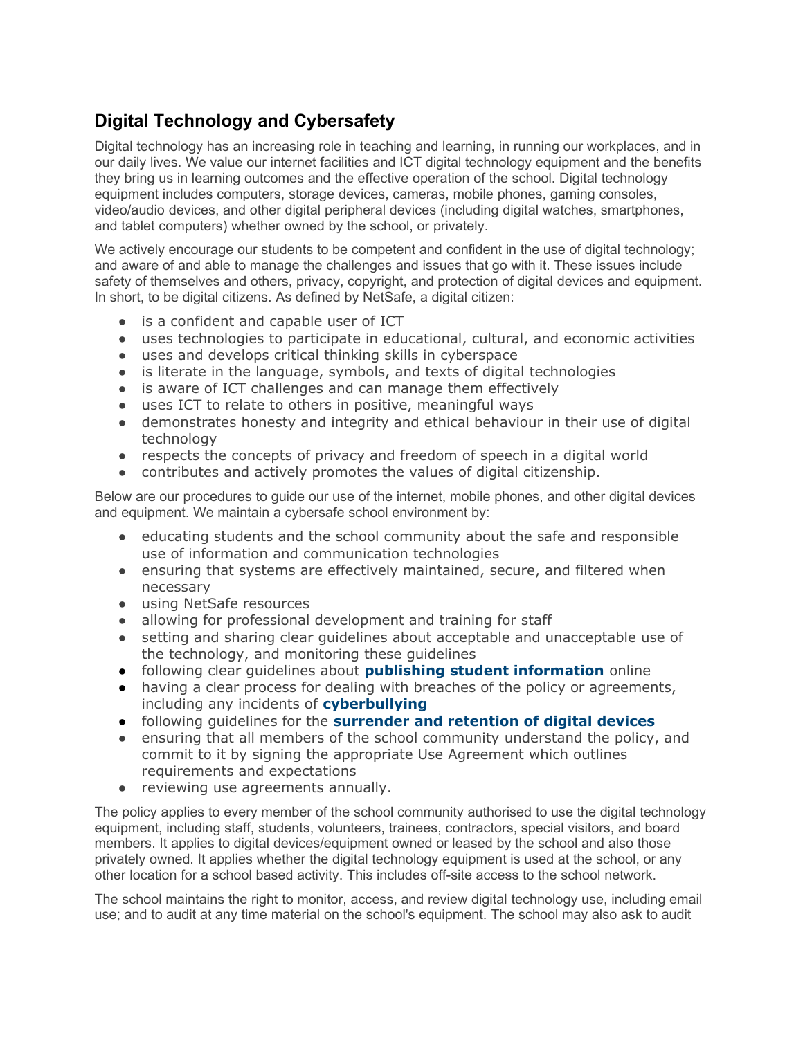## Digital Technology and Cybersafety

Digital technology has an increasing role in teaching and learning, in running our workplaces, and in our daily lives. We value our internet facilities and ICT digital technology equipment and the benefits they bring us in learning outcomes and the effective operation of the school. Digital technology equipment includes computers, storage devices, cameras, mobile phones, gaming consoles, video/audio devices, and other digital peripheral devices (including digital watches, smartphones, and tablet computers) whether owned by the school, or privately.

We actively encourage our students to be competent and confident in the use of digital technology; and aware of and able to manage the challenges and issues that go with it. These issues include safety of themselves and others, privacy, copyright, and protection of digital devices and equipment. In short, to be digital citizens. As defined by NetSafe, a digital citizen:

- is a confident and capable user of ICT
- uses technologies to participate in educational, cultural, and economic activities
- uses and develops critical thinking skills in cyberspace
- is literate in the language, symbols, and texts of digital technologies
- is aware of ICT challenges and can manage them effectively
- uses ICT to relate to others in positive, meaningful ways
- demonstrates honesty and integrity and ethical behaviour in their use of digital technology
- respects the concepts of privacy and freedom of speech in a digital world
- contributes and actively promotes the values of digital citizenship.

Below are our procedures to guide our use of the internet, mobile phones, and other digital devices and equipment. We maintain a cybersafe school environment by:

- educating students and the school community about the safe and responsible use of information and communication technologies
- ensuring that systems are effectively maintained, secure, and filtered when necessary
- using NetSafe resources
- allowing for professional development and training for staff
- setting and sharing clear guidelines about acceptable and unacceptable use of the technology, and monitoring these guidelines
- following clear guidelines about **publishing student information** online
- having a clear process for dealing with breaches of the policy or agreements, including any incidents of **cyberbullying**
- following guidelines for the **surrender and retention of digital devices**
- ensuring that all members of the school community understand the policy, and commit to it by signing the appropriate Use Agreement which outlines requirements and expectations
- reviewing use agreements annually.

The policy applies to every member of the school community authorised to use the digital technology equipment, including staff, students, volunteers, trainees, contractors, special visitors, and board members. It applies to digital devices/equipment owned or leased by the school and also those privately owned. It applies whether the digital technology equipment is used at the school, or any other location for a school based activity. This includes off-site access to the school network.

The school maintains the right to monitor, access, and review digital technology use, including email use; and to audit at any time material on the school's equipment. The school may also ask to audit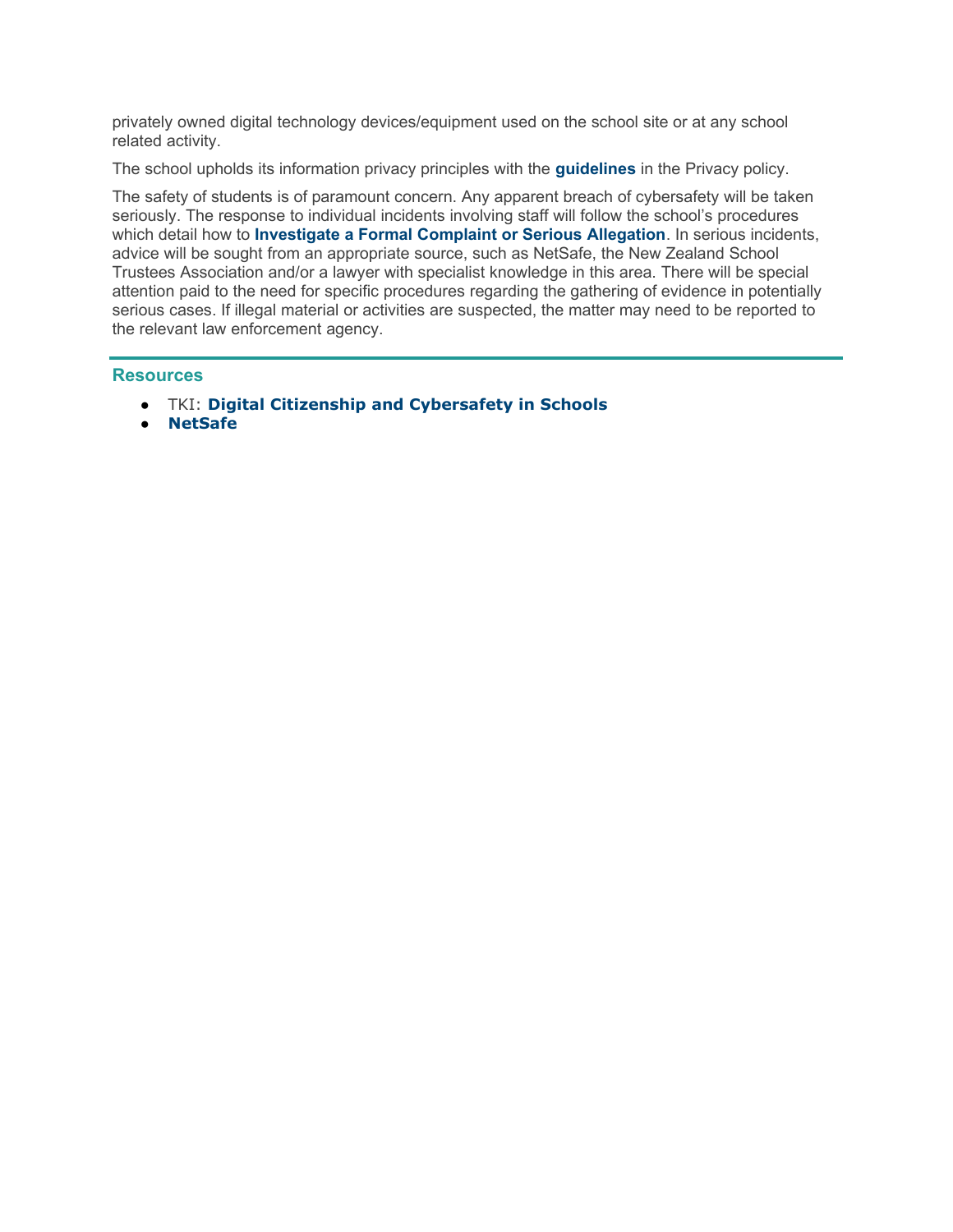privately owned digital technology devices/equipment used on the school site or at any school related activity.

The school upholds its information privacy principles with the **guidelines** in the Privacy policy.

The safety of students is of paramount concern. Any apparent breach of cybersafety will be taken seriously. The response to individual incidents involving staff will follow the school's procedures which detail how to **Investigate a Formal Complaint or Serious Allegation**. In serious incidents, advice will be sought from an appropriate source, such as NetSafe, the New Zealand School Trustees Association and/or a lawyer with specialist knowledge in this area. There will be special attention paid to the need for specific procedures regarding the gathering of evidence in potentially serious cases. If illegal material or activities are suspected, the matter may need to be reported to the relevant law enforcement agency.

## Resources

- TKI: **Digital Citizenship and Cybersafety in Schools**
- **NetSafe**